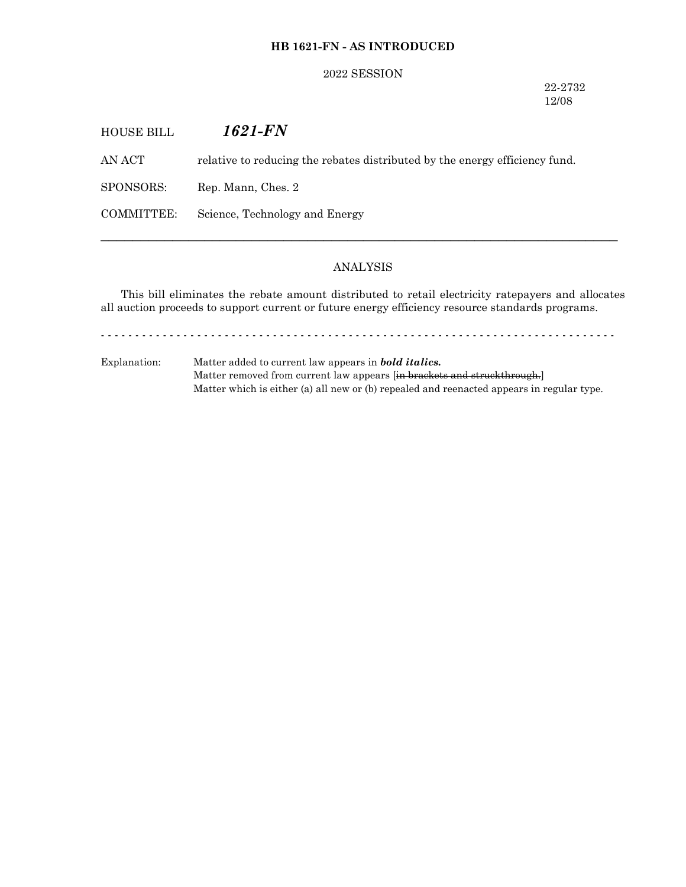**HB 1621-FN - AS INTRODUCED**

2022 SESSION

22-2732
12/08

HOUSE BILL ***1621-FN***

AN ACT relative to reducing the rebates distributed by the energy efficiency fund.

SPONSORS: Rep. Mann, Ches. 2

COMMITTEE: Science, Technology and Energy

---

ANALYSIS

This bill eliminates the rebate amount distributed to retail electricity ratepayers and allocates all auction proceeds to support current or future energy efficiency resource standards programs.

- - - - - - - - - - - - - - - - - - - - - - - - - - - - - - - - - - - - - - - - - - - - - - - - - - - - - - - - - - - - - - - - - - - - - - - - - - - -

Explanation: Matter added to current law appears in ***bold italics.***
Matter removed from current law appears [~~in brackets and struckthrough.~~]
Matter which is either (a) all new or (b) repealed and reenacted appears in regular type.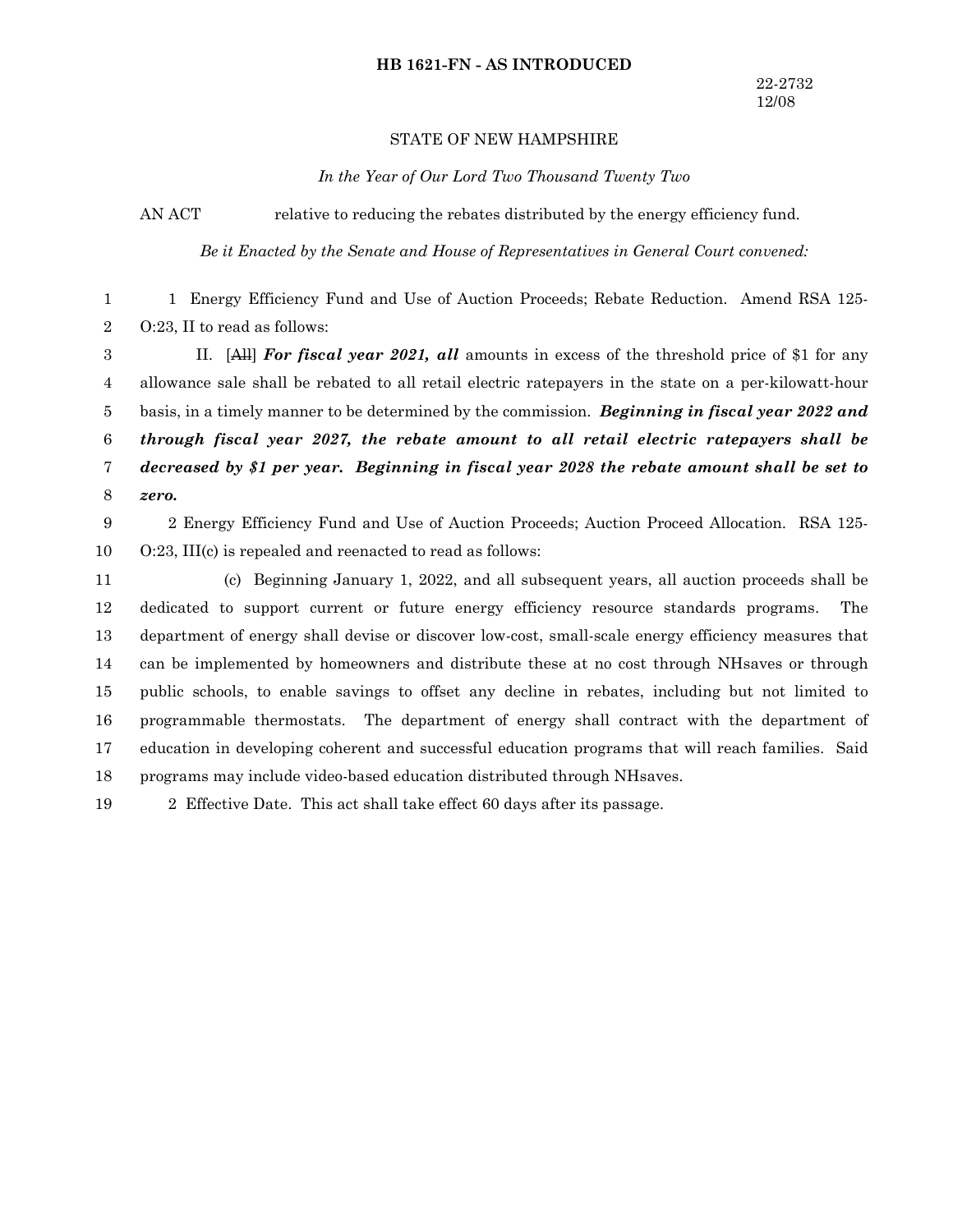**HB 1621-FN - AS INTRODUCED**

22-2732
12/08

STATE OF NEW HAMPSHIRE

*In the Year of Our Lord Two Thousand Twenty Two*

AN ACT relative to reducing the rebates distributed by the energy efficiency fund.

*Be it Enacted by the Senate and House of Representatives in General Court convened:*

1 Energy Efficiency Fund and Use of Auction Proceeds; Rebate Reduction. Amend RSA 125-O:23, II to read as follows:

II. [~~All~~] ***For fiscal year 2021, all*** amounts in excess of the threshold price of $1 for any allowance sale shall be rebated to all retail electric ratepayers in the state on a per-kilowatt-hour basis, in a timely manner to be determined by the commission. ***Beginning in fiscal year 2022 and through fiscal year 2027, the rebate amount to all retail electric ratepayers shall be decreased by $1 per year. Beginning in fiscal year 2028 the rebate amount shall be set to zero.***

2 Energy Efficiency Fund and Use of Auction Proceeds; Auction Proceed Allocation. RSA 125-O:23, III(c) is repealed and reenacted to read as follows:

(c) Beginning January 1, 2022, and all subsequent years, all auction proceeds shall be dedicated to support current or future energy efficiency resource standards programs. The department of energy shall devise or discover low-cost, small-scale energy efficiency measures that can be implemented by homeowners and distribute these at no cost through NHsaves or through public schools, to enable savings to offset any decline in rebates, including but not limited to programmable thermostats. The department of energy shall contract with the department of education in developing coherent and successful education programs that will reach families. Said programs may include video-based education distributed through NHsaves.

2 Effective Date. This act shall take effect 60 days after its passage.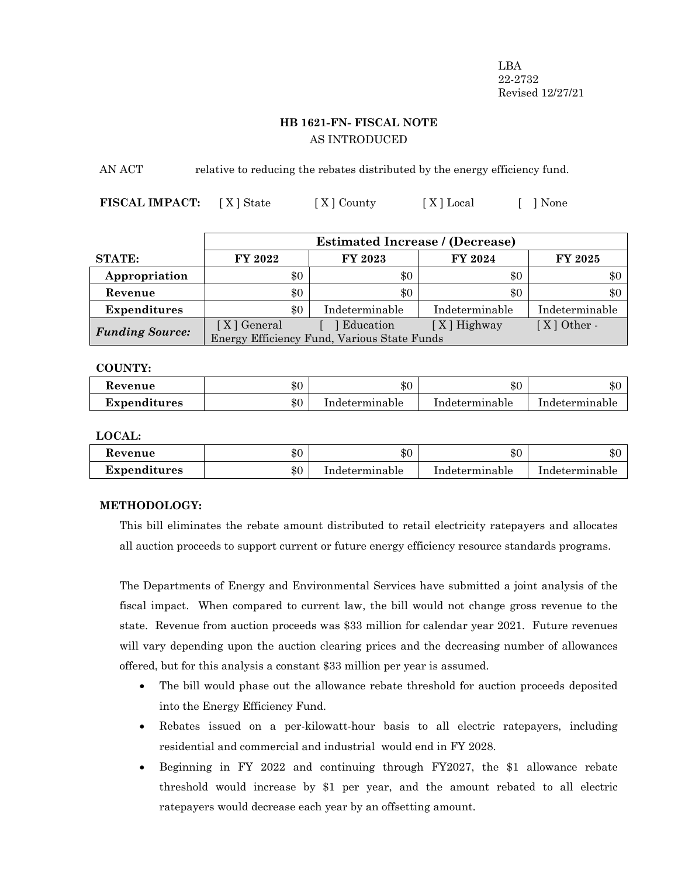LBA
22-2732
Revised 12/27/21

## HB 1621-FN- FISCAL NOTE
AS INTRODUCED

AN ACT relative to reducing the rebates distributed by the energy efficiency fund.

**FISCAL IMPACT:** [ X ] State [ X ] County [ X ] Local [ ] None

| | Estimated Increase / (Decrease) | | | |
|---|---|---|---|---|
| **STATE:** | **FY 2022** | **FY 2023** | **FY 2024** | **FY 2025** |
| **Appropriation** | $0 | $0 | $0 | $0 |
| **Revenue** | $0 | $0 | $0 | $0 |
| **Expenditures** | $0 | Indeterminable | Indeterminable | Indeterminable |
| ***Funding Source:*** | [ X ] General [ ] Education [ X ] Highway [ X ] Other - Energy Efficiency Fund, Various State Funds | | | |

**COUNTY:**

| | | | | |
|---|---|---|---|---|
| **Revenue** | $0 | $0 | $0 | $0 |
| **Expenditures** | $0 | Indeterminable | Indeterminable | Indeterminable |

**LOCAL:**

| | | | | |
|---|---|---|---|---|
| **Revenue** | $0 | $0 | $0 | $0 |
| **Expenditures** | $0 | Indeterminable | Indeterminable | Indeterminable |

**METHODOLOGY:**

This bill eliminates the rebate amount distributed to retail electricity ratepayers and allocates all auction proceeds to support current or future energy efficiency resource standards programs.

The Departments of Energy and Environmental Services have submitted a joint analysis of the fiscal impact. When compared to current law, the bill would not change gross revenue to the state. Revenue from auction proceeds was $33 million for calendar year 2021. Future revenues will vary depending upon the auction clearing prices and the decreasing number of allowances offered, but for this analysis a constant $33 million per year is assumed.

- The bill would phase out the allowance rebate threshold for auction proceeds deposited into the Energy Efficiency Fund.
- Rebates issued on a per-kilowatt-hour basis to all electric ratepayers, including residential and commercial and industrial would end in FY 2028.
- Beginning in FY 2022 and continuing through FY2027, the $1 allowance rebate threshold would increase by $1 per year, and the amount rebated to all electric ratepayers would decrease each year by an offsetting amount.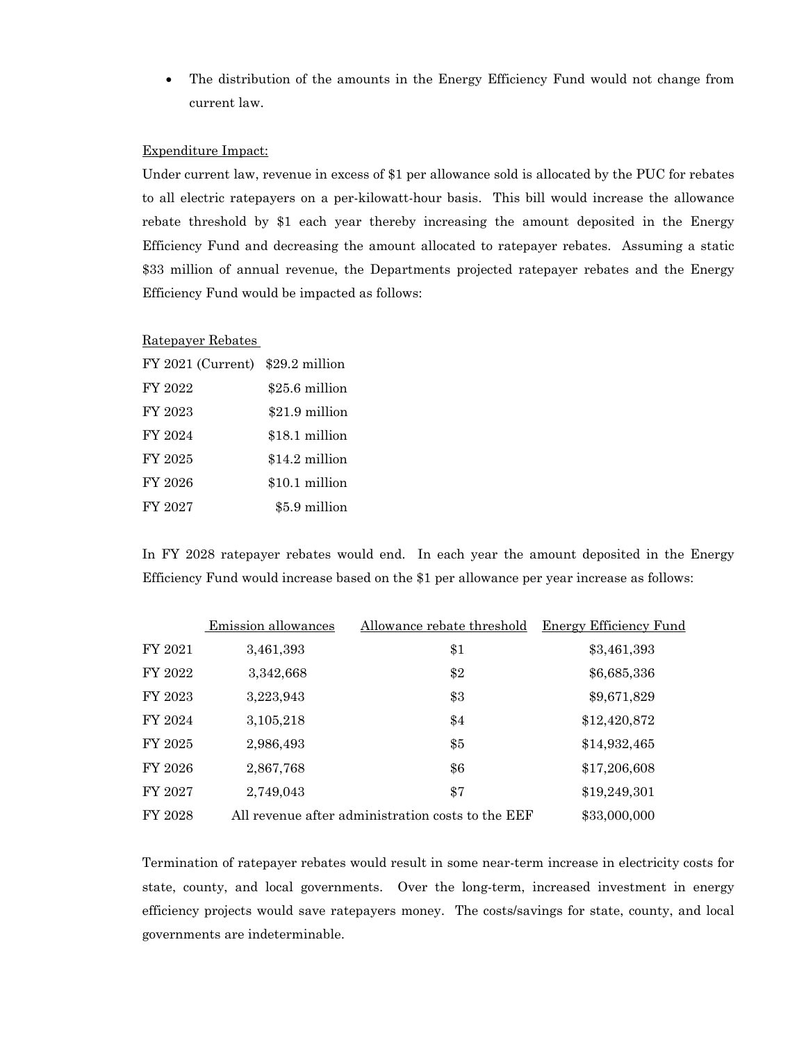- The distribution of the amounts in the Energy Efficiency Fund would not change from current law.

Expenditure Impact:

Under current law, revenue in excess of $1 per allowance sold is allocated by the PUC for rebates to all electric ratepayers on a per-kilowatt-hour basis. This bill would increase the allowance rebate threshold by $1 each year thereby increasing the amount deposited in the Energy Efficiency Fund and decreasing the amount allocated to ratepayer rebates. Assuming a static $33 million of annual revenue, the Departments projected ratepayer rebates and the Energy Efficiency Fund would be impacted as follows:

| Ratepayer Rebates | |
|---|---|
| FY 2021 (Current) | $29.2 million |
| FY 2022 | $25.6 million |
| FY 2023 | $21.9 million |
| FY 2024 | $18.1 million |
| FY 2025 | $14.2 million |
| FY 2026 | $10.1 million |
| FY 2027 | $5.9 million |

In FY 2028 ratepayer rebates would end. In each year the amount deposited in the Energy Efficiency Fund would increase based on the $1 per allowance per year increase as follows:

| | Emission allowances | Allowance rebate threshold | Energy Efficiency Fund |
|---|---|---|---|
| FY 2021 | 3,461,393 | $1 | $3,461,393 |
| FY 2022 | 3,342,668 | $2 | $6,685,336 |
| FY 2023 | 3,223,943 | $3 | $9,671,829 |
| FY 2024 | 3,105,218 | $4 | $12,420,872 |
| FY 2025 | 2,986,493 | $5 | $14,932,465 |
| FY 2026 | 2,867,768 | $6 | $17,206,608 |
| FY 2027 | 2,749,043 | $7 | $19,249,301 |
| FY 2028 | All revenue after administration costs to the EEF | | $33,000,000 |

Termination of ratepayer rebates would result in some near-term increase in electricity costs for state, county, and local governments. Over the long-term, increased investment in energy efficiency projects would save ratepayers money. The costs/savings for state, county, and local governments are indeterminable.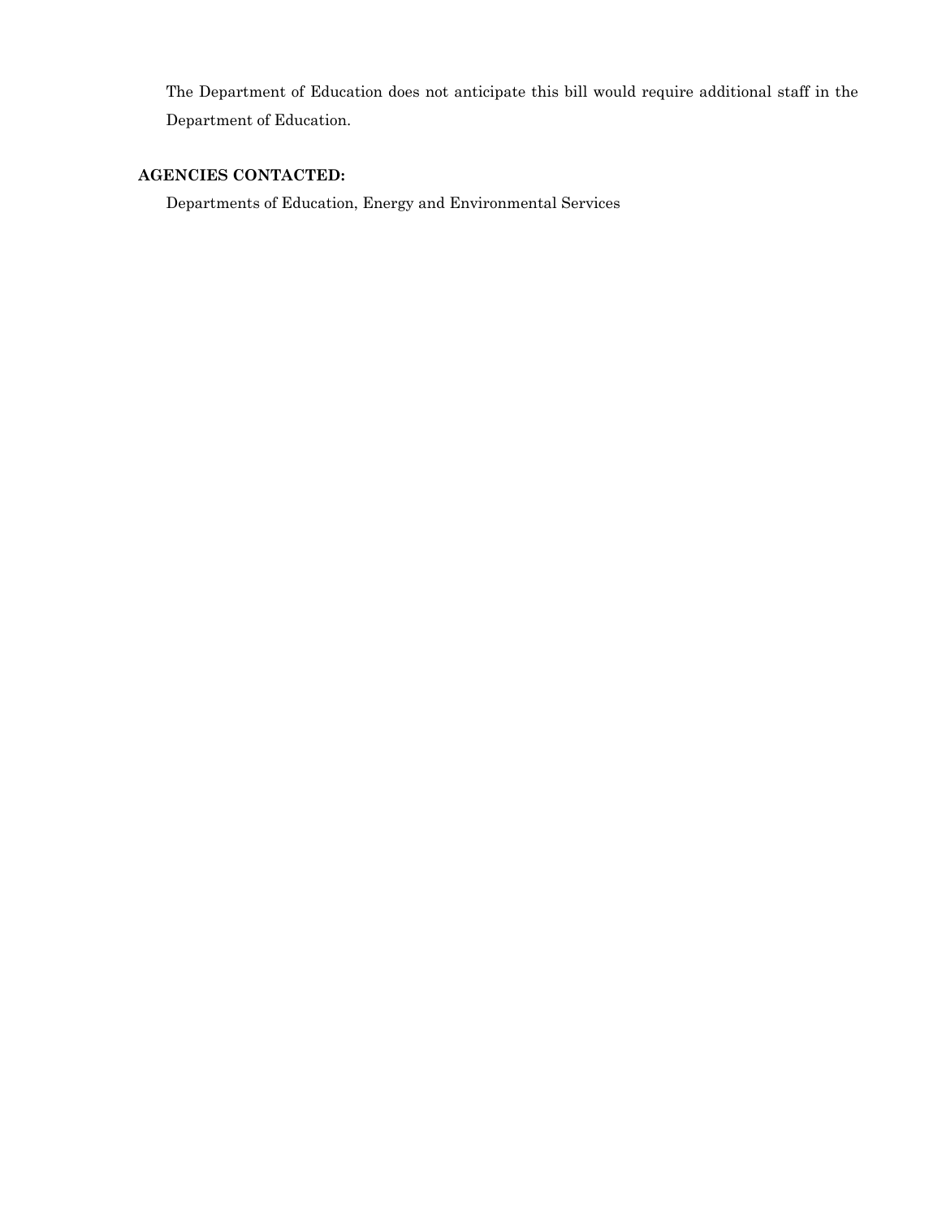The Department of Education does not anticipate this bill would require additional staff in the Department of Education.

**AGENCIES CONTACTED:**

Departments of Education, Energy and Environmental Services